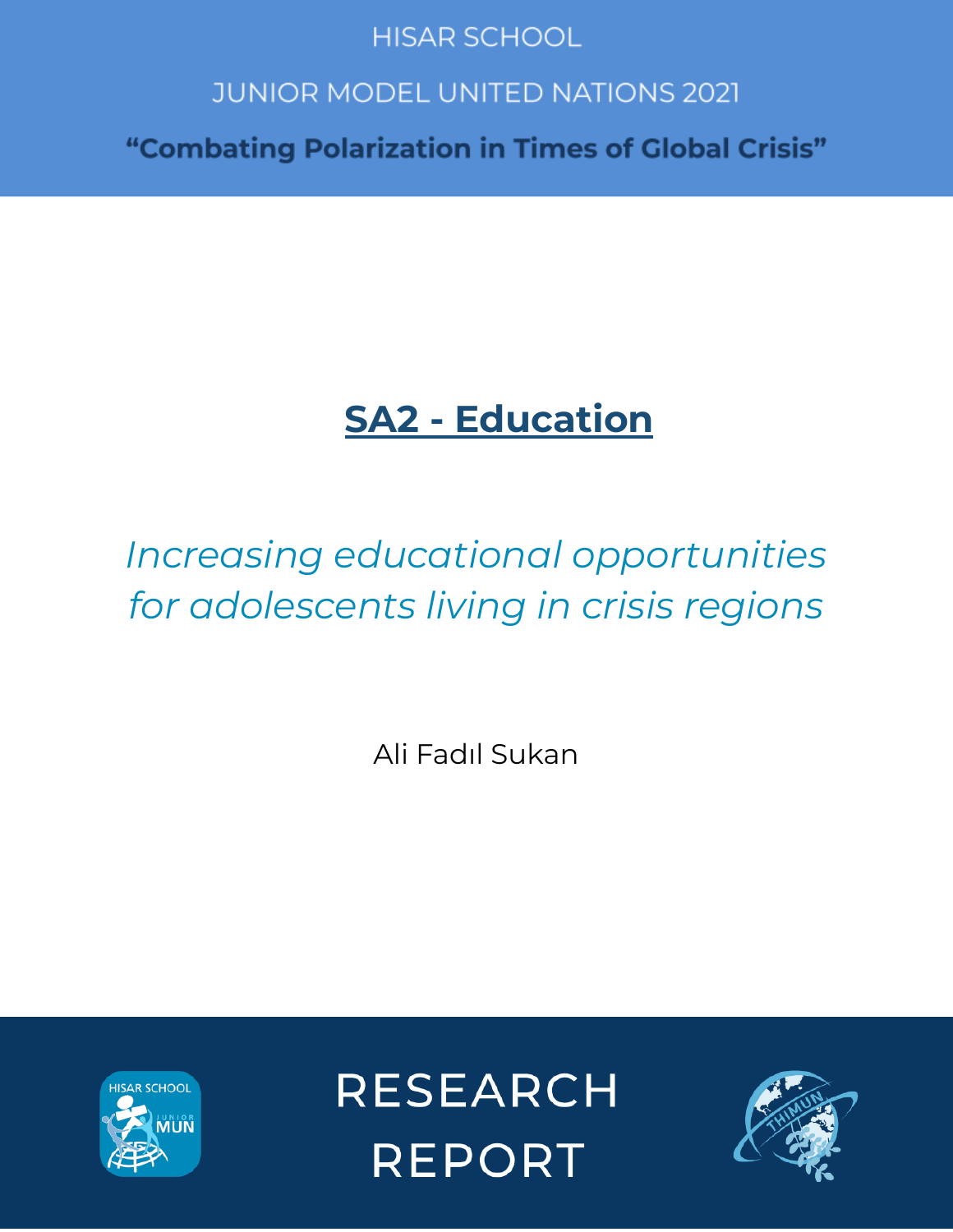HISAR SCHOOL

JUNIOR MODEL UNITED NATIONS 2021

**"Combating Polarization in Times of Global Crisis"**

# SA2 - Education

*Increasing educational opportunities for adolescents living in crisis regions*

Ali Fadıl Sukan

RESEARCH REPORT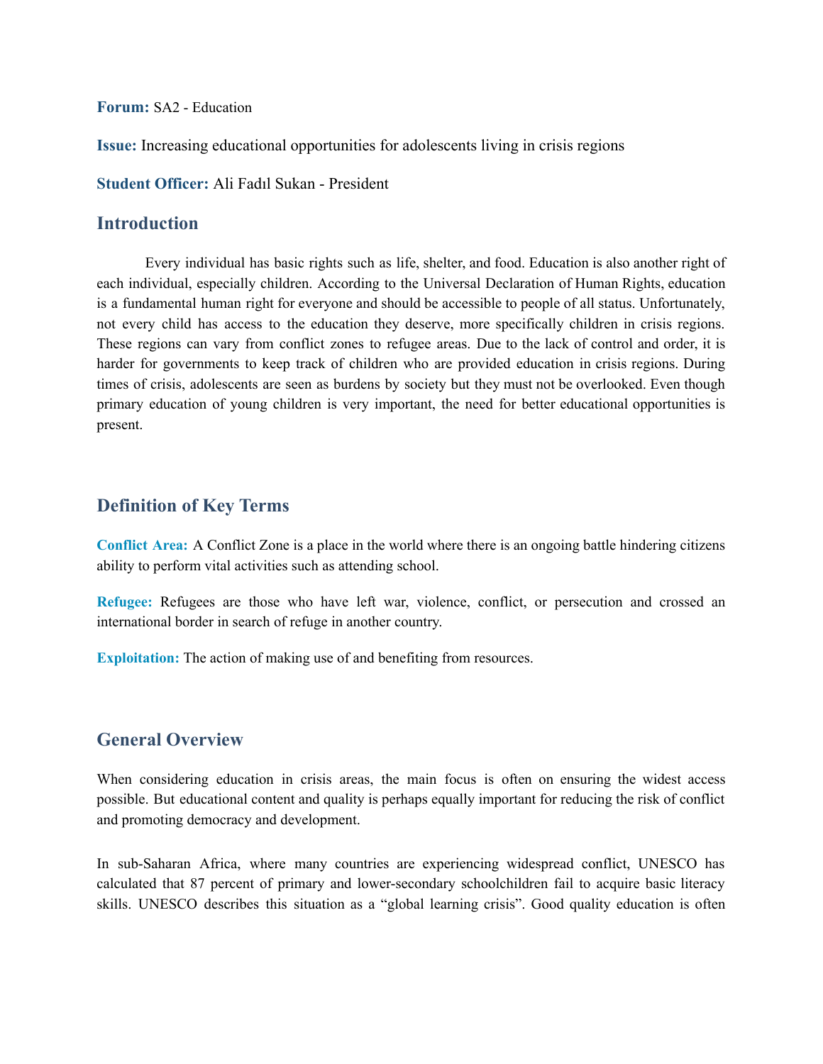**Forum:** SA2 - Education

**Issue:** Increasing educational opportunities for adolescents living in crisis regions

**Student Officer:** Ali Fadıl Sukan - President

## Introduction

Every individual has basic rights such as life, shelter, and food. Education is also another right of each individual, especially children. According to the Universal Declaration of Human Rights, education is a fundamental human right for everyone and should be accessible to people of all status. Unfortunately, not every child has access to the education they deserve, more specifically children in crisis regions. These regions can vary from conflict zones to refugee areas. Due to the lack of control and order, it is harder for governments to keep track of children who are provided education in crisis regions. During times of crisis, adolescents are seen as burdens by society but they must not be overlooked. Even though primary education of young children is very important, the need for better educational opportunities is present.

## Definition of Key Terms

**Conflict Area:** A Conflict Zone is a place in the world where there is an ongoing battle hindering citizens ability to perform vital activities such as attending school.

**Refugee:** Refugees are those who have left war, violence, conflict, or persecution and crossed an international border in search of refuge in another country.

**Exploitation:** The action of making use of and benefiting from resources.

## General Overview

When considering education in crisis areas, the main focus is often on ensuring the widest access possible. But educational content and quality is perhaps equally important for reducing the risk of conflict and promoting democracy and development.

In sub-Saharan Africa, where many countries are experiencing widespread conflict, UNESCO has calculated that 87 percent of primary and lower-secondary schoolchildren fail to acquire basic literacy skills. UNESCO describes this situation as a "global learning crisis". Good quality education is often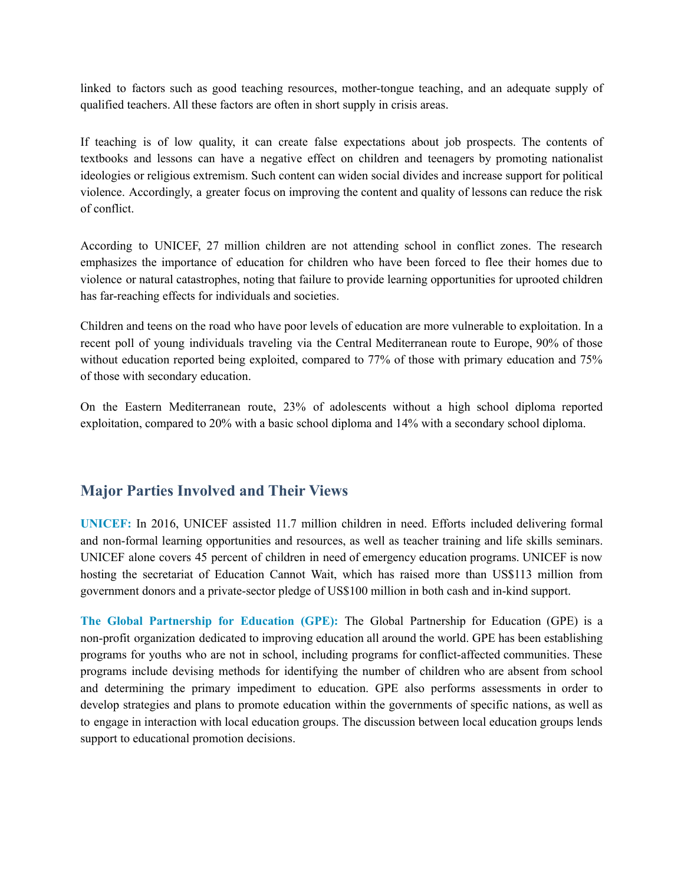linked to factors such as good teaching resources, mother-tongue teaching, and an adequate supply of qualified teachers. All these factors are often in short supply in crisis areas.

If teaching is of low quality, it can create false expectations about job prospects. The contents of textbooks and lessons can have a negative effect on children and teenagers by promoting nationalist ideologies or religious extremism. Such content can widen social divides and increase support for political violence. Accordingly, a greater focus on improving the content and quality of lessons can reduce the risk of conflict.

According to UNICEF, 27 million children are not attending school in conflict zones. The research emphasizes the importance of education for children who have been forced to flee their homes due to violence or natural catastrophes, noting that failure to provide learning opportunities for uprooted children has far-reaching effects for individuals and societies.

Children and teens on the road who have poor levels of education are more vulnerable to exploitation. In a recent poll of young individuals traveling via the Central Mediterranean route to Europe, 90% of those without education reported being exploited, compared to 77% of those with primary education and 75% of those with secondary education.

On the Eastern Mediterranean route, 23% of adolescents without a high school diploma reported exploitation, compared to 20% with a basic school diploma and 14% with a secondary school diploma.

## Major Parties Involved and Their Views

**UNICEF:** In 2016, UNICEF assisted 11.7 million children in need. Efforts included delivering formal and non-formal learning opportunities and resources, as well as teacher training and life skills seminars. UNICEF alone covers 45 percent of children in need of emergency education programs. UNICEF is now hosting the secretariat of Education Cannot Wait, which has raised more than US$113 million from government donors and a private-sector pledge of US$100 million in both cash and in-kind support.

**The Global Partnership for Education (GPE):** The Global Partnership for Education (GPE) is a non-profit organization dedicated to improving education all around the world. GPE has been establishing programs for youths who are not in school, including programs for conflict-affected communities. These programs include devising methods for identifying the number of children who are absent from school and determining the primary impediment to education. GPE also performs assessments in order to develop strategies and plans to promote education within the governments of specific nations, as well as to engage in interaction with local education groups. The discussion between local education groups lends support to educational promotion decisions.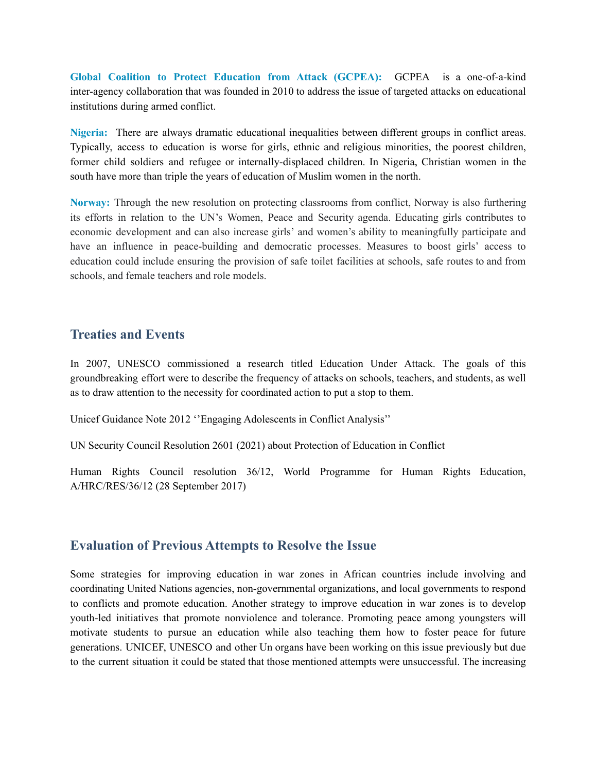**Global Coalition to Protect Education from Attack (GCPEA):** GCPEA is a one-of-a-kind inter-agency collaboration that was founded in 2010 to address the issue of targeted attacks on educational institutions during armed conflict.

**Nigeria:** There are always dramatic educational inequalities between different groups in conflict areas. Typically, access to education is worse for girls, ethnic and religious minorities, the poorest children, former child soldiers and refugee or internally-displaced children. In Nigeria, Christian women in the south have more than triple the years of education of Muslim women in the north.

**Norway:** Through the new resolution on protecting classrooms from conflict, Norway is also furthering its efforts in relation to the UN's Women, Peace and Security agenda. Educating girls contributes to economic development and can also increase girls' and women's ability to meaningfully participate and have an influence in peace-building and democratic processes. Measures to boost girls' access to education could include ensuring the provision of safe toilet facilities at schools, safe routes to and from schools, and female teachers and role models.

## Treaties and Events

In 2007, UNESCO commissioned a research titled Education Under Attack. The goals of this groundbreaking effort were to describe the frequency of attacks on schools, teachers, and students, as well as to draw attention to the necessity for coordinated action to put a stop to them.

Unicef Guidance Note 2012 ''Engaging Adolescents in Conflict Analysis''

UN Security Council Resolution 2601 (2021) about Protection of Education in Conflict

Human Rights Council resolution 36/12, World Programme for Human Rights Education, A/HRC/RES/36/12 (28 September 2017)

## Evaluation of Previous Attempts to Resolve the Issue

Some strategies for improving education in war zones in African countries include involving and coordinating United Nations agencies, non-governmental organizations, and local governments to respond to conflicts and promote education. Another strategy to improve education in war zones is to develop youth-led initiatives that promote nonviolence and tolerance. Promoting peace among youngsters will motivate students to pursue an education while also teaching them how to foster peace for future generations. UNICEF, UNESCO and other Un organs have been working on this issue previously but due to the current situation it could be stated that those mentioned attempts were unsuccessful. The increasing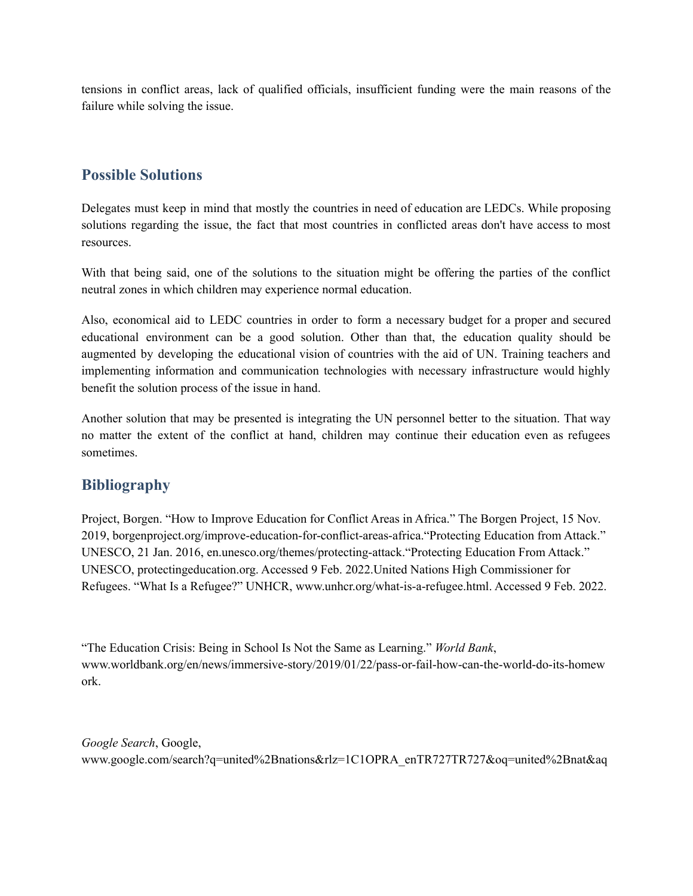tensions in conflict areas, lack of qualified officials, insufficient funding were the main reasons of the failure while solving the issue.

## Possible Solutions

Delegates must keep in mind that mostly the countries in need of education are LEDCs. While proposing solutions regarding the issue, the fact that most countries in conflicted areas don't have access to most resources.

With that being said, one of the solutions to the situation might be offering the parties of the conflict neutral zones in which children may experience normal education.

Also, economical aid to LEDC countries in order to form a necessary budget for a proper and secured educational environment can be a good solution. Other than that, the education quality should be augmented by developing the educational vision of countries with the aid of UN. Training teachers and implementing information and communication technologies with necessary infrastructure would highly benefit the solution process of the issue in hand.

Another solution that may be presented is integrating the UN personnel better to the situation. That way no matter the extent of the conflict at hand, children may continue their education even as refugees sometimes.

## Bibliography

Project, Borgen. "How to Improve Education for Conflict Areas in Africa." The Borgen Project, 15 Nov. 2019, borgenproject.org/improve-education-for-conflict-areas-africa."Protecting Education from Attack." UNESCO, 21 Jan. 2016, en.unesco.org/themes/protecting-attack."Protecting Education From Attack." UNESCO, protectingeducation.org. Accessed 9 Feb. 2022.United Nations High Commissioner for Refugees. "What Is a Refugee?" UNHCR, www.unhcr.org/what-is-a-refugee.html. Accessed 9 Feb. 2022.

"The Education Crisis: Being in School Is Not the Same as Learning." *World Bank*, www.worldbank.org/en/news/immersive-story/2019/01/22/pass-or-fail-how-can-the-world-do-its-homework.

*Google Search*, Google, www.google.com/search?q=united%2Bnations&rlz=1C1OPRA_enTR727TR727&oq=united%2Bnat&aq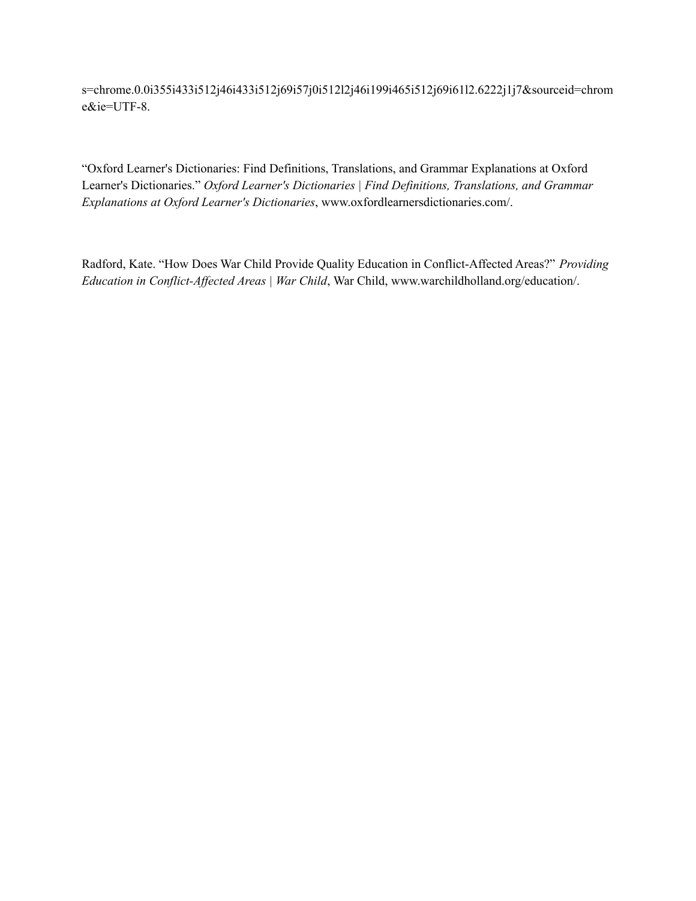s=chrome.0.0i355i433i512j46i433i512j69i57j0i512l2j46i199i465i512j69i61l2.6222j1j7&sourceid=chrome&ie=UTF-8.

"Oxford Learner's Dictionaries: Find Definitions, Translations, and Grammar Explanations at Oxford Learner's Dictionaries." *Oxford Learner's Dictionaries | Find Definitions, Translations, and Grammar Explanations at Oxford Learner's Dictionaries*, www.oxfordlearnersdictionaries.com/.

Radford, Kate. "How Does War Child Provide Quality Education in Conflict-Affected Areas?" *Providing Education in Conflict-Affected Areas | War Child*, War Child, www.warchildholland.org/education/.